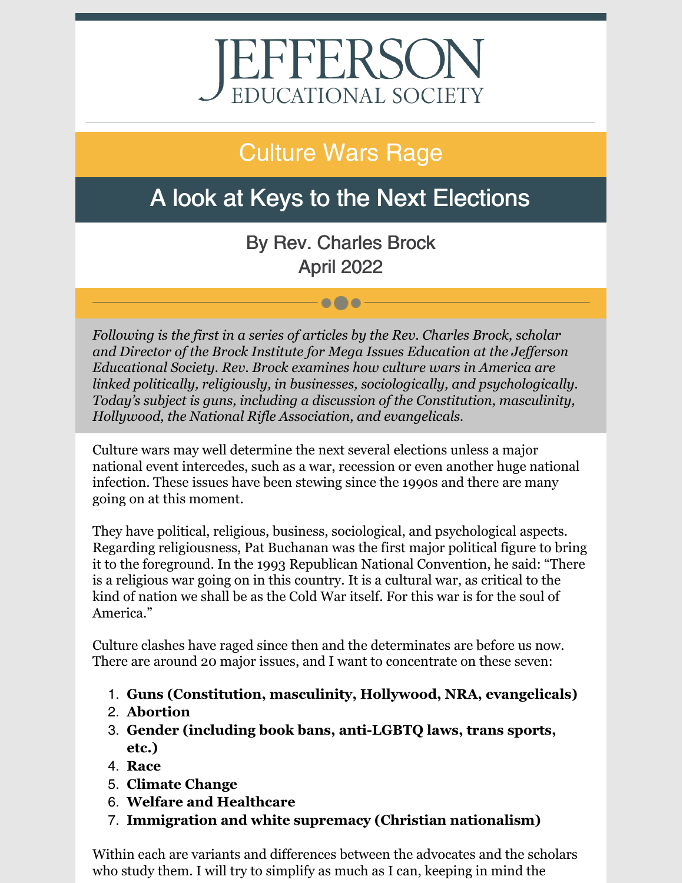# JEFFERSON EDUCATIONAL SOCIETY

## Culture Wars Rage

## A look at Keys to the Next Elections

By Rev. Charles Brock
April 2022

*Following is the first in a series of articles by the Rev. Charles Brock, scholar and Director of the Brock Institute for Mega Issues Education at the Jefferson Educational Society. Rev. Brock examines how culture wars in America are linked politically, religiously, in businesses, sociologically, and psychologically. Today's subject is guns, including a discussion of the Constitution, masculinity, Hollywood, the National Rifle Association, and evangelicals.*

Culture wars may well determine the next several elections unless a major national event intercedes, such as a war, recession or even another huge national infection. These issues have been stewing since the 1990s and there are many going on at this moment.

They have political, religious, business, sociological, and psychological aspects. Regarding religiousness, Pat Buchanan was the first major political figure to bring it to the foreground. In the 1993 Republican National Convention, he said: "There is a religious war going on in this country. It is a cultural war, as critical to the kind of nation we shall be as the Cold War itself. For this war is for the soul of America."

Culture clashes have raged since then and the determinates are before us now. There are around 20 major issues, and I want to concentrate on these seven:

1. **Guns (Constitution, masculinity, Hollywood, NRA, evangelicals)**
2. **Abortion**
3. **Gender (including book bans, anti-LGBTQ laws, trans sports, etc.)**
4. **Race**
5. **Climate Change**
6. **Welfare and Healthcare**
7. **Immigration and white supremacy (Christian nationalism)**

Within each are variants and differences between the advocates and the scholars who study them. I will try to simplify as much as I can, keeping in mind the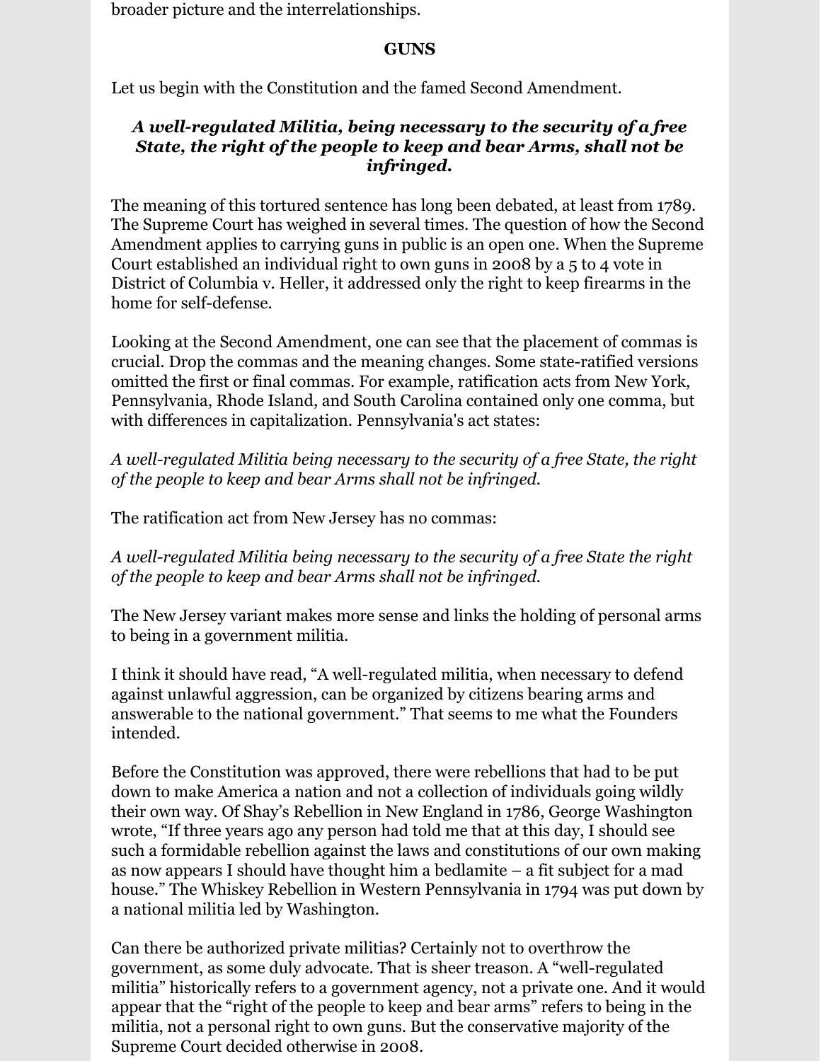broader picture and the interrelationships.

## GUNS

Let us begin with the Constitution and the famed Second Amendment.

***A well-regulated Militia, being necessary to the security of a free State, the right of the people to keep and bear Arms, shall not be infringed.***

The meaning of this tortured sentence has long been debated, at least from 1789. The Supreme Court has weighed in several times. The question of how the Second Amendment applies to carrying guns in public is an open one. When the Supreme Court established an individual right to own guns in 2008 by a 5 to 4 vote in District of Columbia v. Heller, it addressed only the right to keep firearms in the home for self-defense.

Looking at the Second Amendment, one can see that the placement of commas is crucial. Drop the commas and the meaning changes. Some state-ratified versions omitted the first or final commas. For example, ratification acts from New York, Pennsylvania, Rhode Island, and South Carolina contained only one comma, but with differences in capitalization. Pennsylvania's act states:

*A well-regulated Militia being necessary to the security of a free State, the right of the people to keep and bear Arms shall not be infringed.*

The ratification act from New Jersey has no commas:

*A well-regulated Militia being necessary to the security of a free State the right of the people to keep and bear Arms shall not be infringed.*

The New Jersey variant makes more sense and links the holding of personal arms to being in a government militia.

I think it should have read, "A well-regulated militia, when necessary to defend against unlawful aggression, can be organized by citizens bearing arms and answerable to the national government." That seems to me what the Founders intended.

Before the Constitution was approved, there were rebellions that had to be put down to make America a nation and not a collection of individuals going wildly their own way. Of Shay's Rebellion in New England in 1786, George Washington wrote, "If three years ago any person had told me that at this day, I should see such a formidable rebellion against the laws and constitutions of our own making as now appears I should have thought him a bedlamite – a fit subject for a mad house." The Whiskey Rebellion in Western Pennsylvania in 1794 was put down by a national militia led by Washington.

Can there be authorized private militias? Certainly not to overthrow the government, as some duly advocate. That is sheer treason. A "well-regulated militia" historically refers to a government agency, not a private one. And it would appear that the "right of the people to keep and bear arms" refers to being in the militia, not a personal right to own guns. But the conservative majority of the Supreme Court decided otherwise in 2008.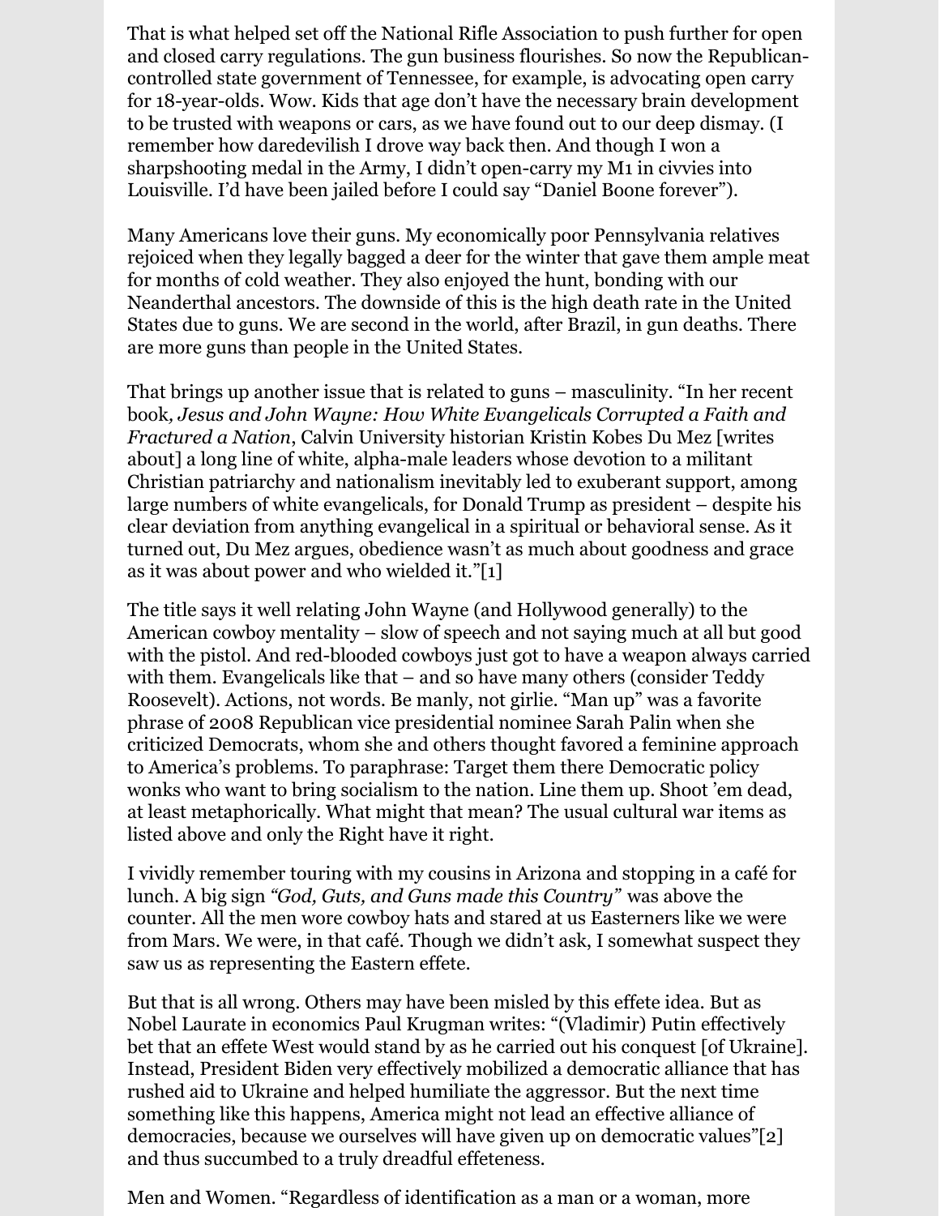That is what helped set off the National Rifle Association to push further for open and closed carry regulations. The gun business flourishes. So now the Republican-controlled state government of Tennessee, for example, is advocating open carry for 18-year-olds. Wow. Kids that age don't have the necessary brain development to be trusted with weapons or cars, as we have found out to our deep dismay. (I remember how daredevilish I drove way back then. And though I won a sharpshooting medal in the Army, I didn't open-carry my M1 in civvies into Louisville. I'd have been jailed before I could say "Daniel Boone forever").

Many Americans love their guns. My economically poor Pennsylvania relatives rejoiced when they legally bagged a deer for the winter that gave them ample meat for months of cold weather. They also enjoyed the hunt, bonding with our Neanderthal ancestors. The downside of this is the high death rate in the United States due to guns. We are second in the world, after Brazil, in gun deaths. There are more guns than people in the United States.

That brings up another issue that is related to guns – masculinity. "In her recent book*, Jesus and John Wayne: How White Evangelicals Corrupted a Faith and Fractured a Nation*, Calvin University historian Kristin Kobes Du Mez [writes about] a long line of white, alpha-male leaders whose devotion to a militant Christian patriarchy and nationalism inevitably led to exuberant support, among large numbers of white evangelicals, for Donald Trump as president – despite his clear deviation from anything evangelical in a spiritual or behavioral sense. As it turned out, Du Mez argues, obedience wasn't as much about goodness and grace as it was about power and who wielded it."[1]

The title says it well relating John Wayne (and Hollywood generally) to the American cowboy mentality – slow of speech and not saying much at all but good with the pistol. And red-blooded cowboys just got to have a weapon always carried with them. Evangelicals like that – and so have many others (consider Teddy Roosevelt). Actions, not words. Be manly, not girlie. "Man up" was a favorite phrase of 2008 Republican vice presidential nominee Sarah Palin when she criticized Democrats, whom she and others thought favored a feminine approach to America's problems. To paraphrase: Target them there Democratic policy wonks who want to bring socialism to the nation. Line them up. Shoot 'em dead, at least metaphorically. What might that mean? The usual cultural war items as listed above and only the Right have it right.

I vividly remember touring with my cousins in Arizona and stopping in a café for lunch. A big sign *"God, Guts, and Guns made this Country"* was above the counter. All the men wore cowboy hats and stared at us Easterners like we were from Mars. We were, in that café. Though we didn't ask, I somewhat suspect they saw us as representing the Eastern effete.

But that is all wrong. Others may have been misled by this effete idea. But as Nobel Laurate in economics Paul Krugman writes: "(Vladimir) Putin effectively bet that an effete West would stand by as he carried out his conquest [of Ukraine]. Instead, President Biden very effectively mobilized a democratic alliance that has rushed aid to Ukraine and helped humiliate the aggressor. But the next time something like this happens, America might not lead an effective alliance of democracies, because we ourselves will have given up on democratic values"[2] and thus succumbed to a truly dreadful effeteness.

Men and Women. "Regardless of identification as a man or a woman, more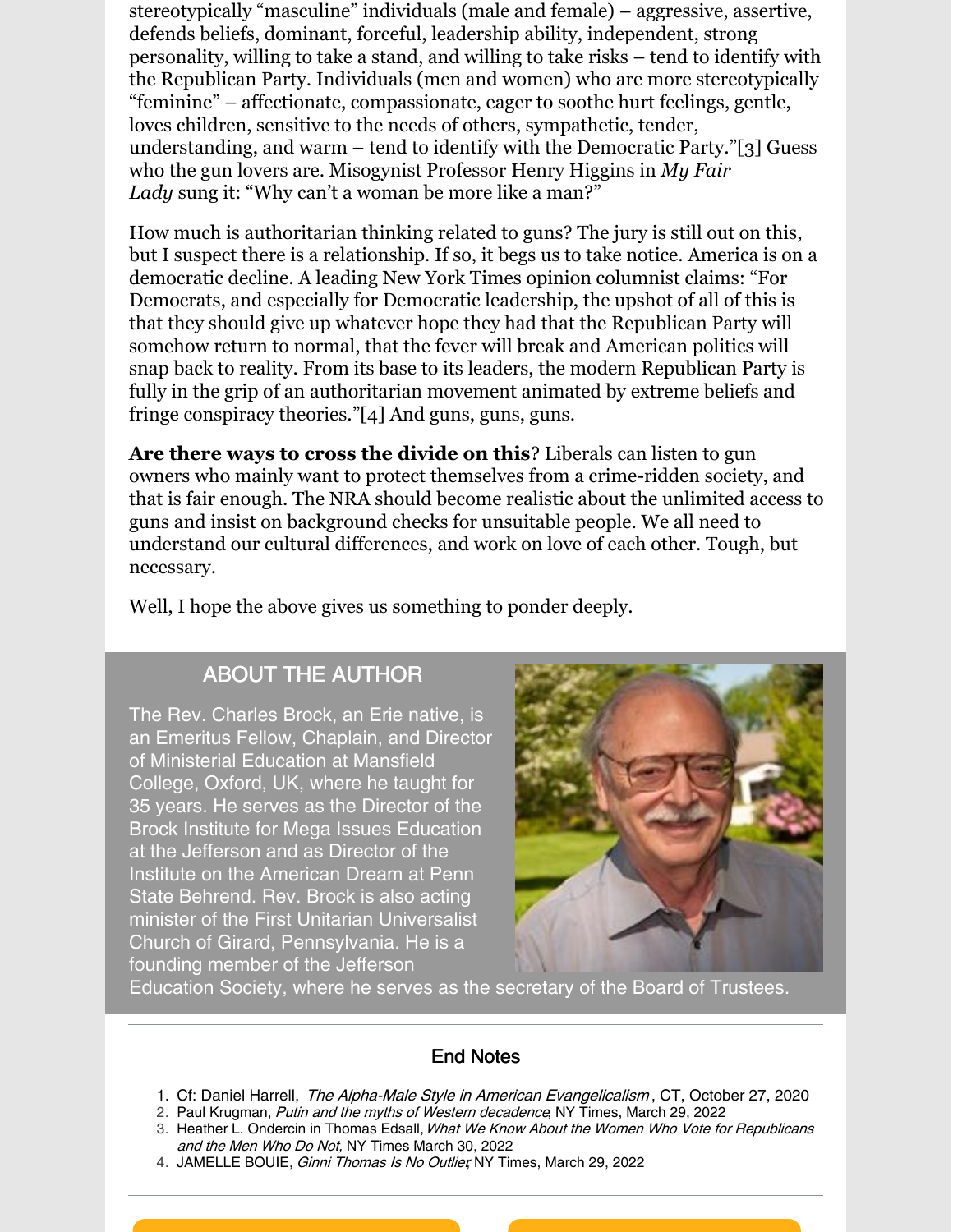stereotypically "masculine" individuals (male and female) – aggressive, assertive, defends beliefs, dominant, forceful, leadership ability, independent, strong personality, willing to take a stand, and willing to take risks – tend to identify with the Republican Party. Individuals (men and women) who are more stereotypically "feminine" – affectionate, compassionate, eager to soothe hurt feelings, gentle, loves children, sensitive to the needs of others, sympathetic, tender, understanding, and warm – tend to identify with the Democratic Party."[3] Guess who the gun lovers are. Misogynist Professor Henry Higgins in *My Fair Lady* sung it: "Why can't a woman be more like a man?"

How much is authoritarian thinking related to guns? The jury is still out on this, but I suspect there is a relationship. If so, it begs us to take notice. America is on a democratic decline. A leading New York Times opinion columnist claims: "For Democrats, and especially for Democratic leadership, the upshot of all of this is that they should give up whatever hope they had that the Republican Party will somehow return to normal, that the fever will break and American politics will snap back to reality. From its base to its leaders, the modern Republican Party is fully in the grip of an authoritarian movement animated by extreme beliefs and fringe conspiracy theories."[4] And guns, guns, guns.

**Are there ways to cross the divide on this**? Liberals can listen to gun owners who mainly want to protect themselves from a crime-ridden society, and that is fair enough. The NRA should become realistic about the unlimited access to guns and insist on background checks for unsuitable people. We all need to understand our cultural differences, and work on love of each other. Tough, but necessary.

Well, I hope the above gives us something to ponder deeply.

---

## ABOUT THE AUTHOR

The Rev. Charles Brock, an Erie native, is an Emeritus Fellow, Chaplain, and Director of Ministerial Education at Mansfield College, Oxford, UK, where he taught for 35 years. He serves as the Director of the Brock Institute for Mega Issues Education at the Jefferson and as Director of the Institute on the American Dream at Penn State Behrend. Rev. Brock is also acting minister of the First Unitarian Universalist Church of Girard, Pennsylvania. He is a founding member of the Jefferson Education Society, where he serves as the secretary of the Board of Trustees.

---

### End Notes

1. Cf: Daniel Harrell, *The Alpha-Male Style in American Evangelicalism*, CT, October 27, 2020
2. Paul Krugman, *Putin and the myths of Western decadence*, NY Times, March 29, 2022
3. Heather L. Ondercin in Thomas Edsall, *What We Know About the Women Who Vote for Republicans and the Men Who Do Not,* NY Times March 30, 2022
4. JAMELLE BOUIE, *Ginni Thomas Is No Outlier*, NY Times, March 29, 2022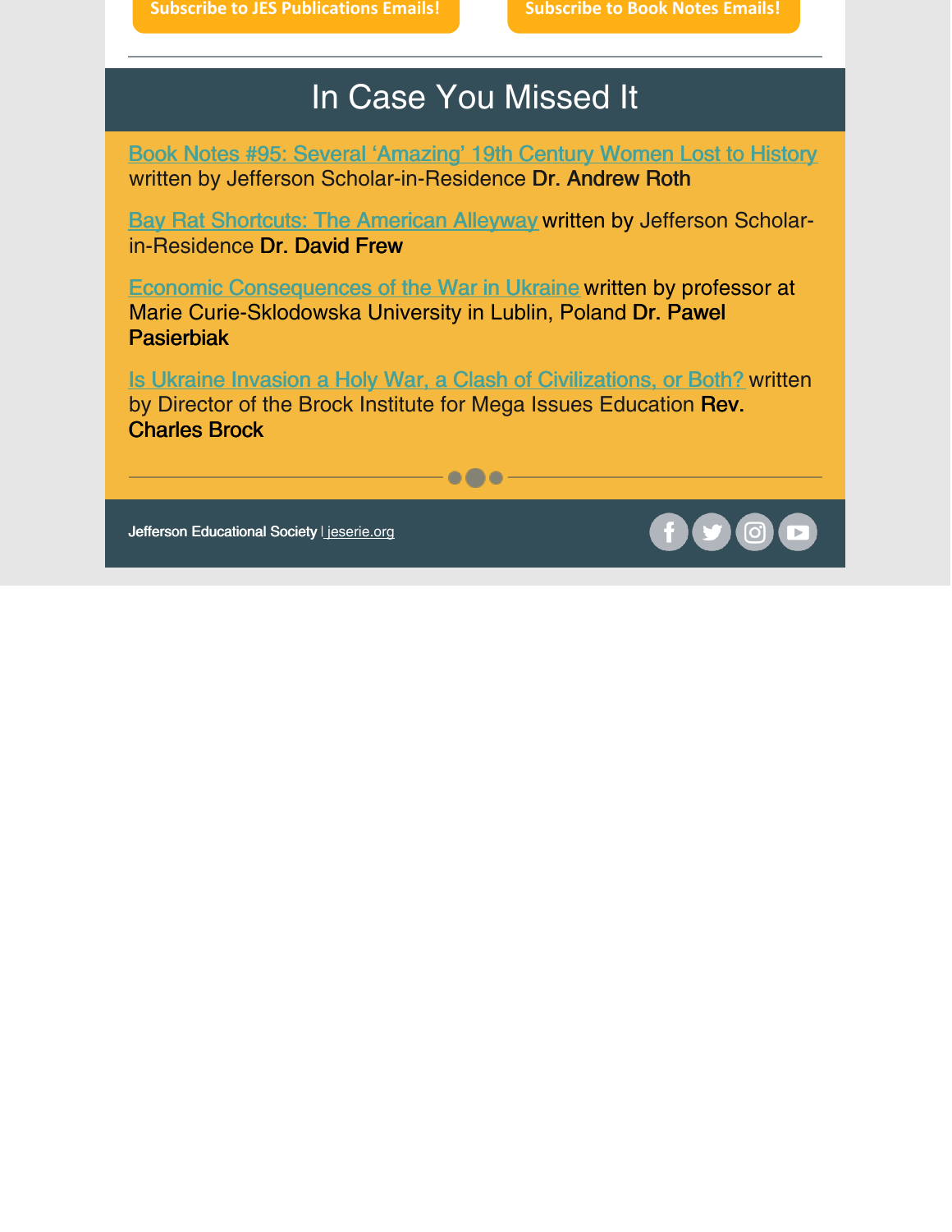Subscribe to JES Publications Emails!

Subscribe to Book Notes Emails!

---

# In Case You Missed It

Book Notes #95: Several ‘Amazing’ 19th Century Women Lost to History written by Jefferson Scholar-in-Residence **Dr. Andrew Roth**

Bay Rat Shortcuts: The American Alleyway written by Jefferson Scholar-in-Residence **Dr. David Frew**

Economic Consequences of the War in Ukraine written by professor at Marie Curie-Sklodowska University in Lublin, Poland **Dr. Pawel Pasierbiak**

Is Ukraine Invasion a Holy War, a Clash of Civilizations, or Both? written by Director of the Brock Institute for Mega Issues Education **Rev. Charles Brock**

---

Jefferson Educational Society | jeserie.org